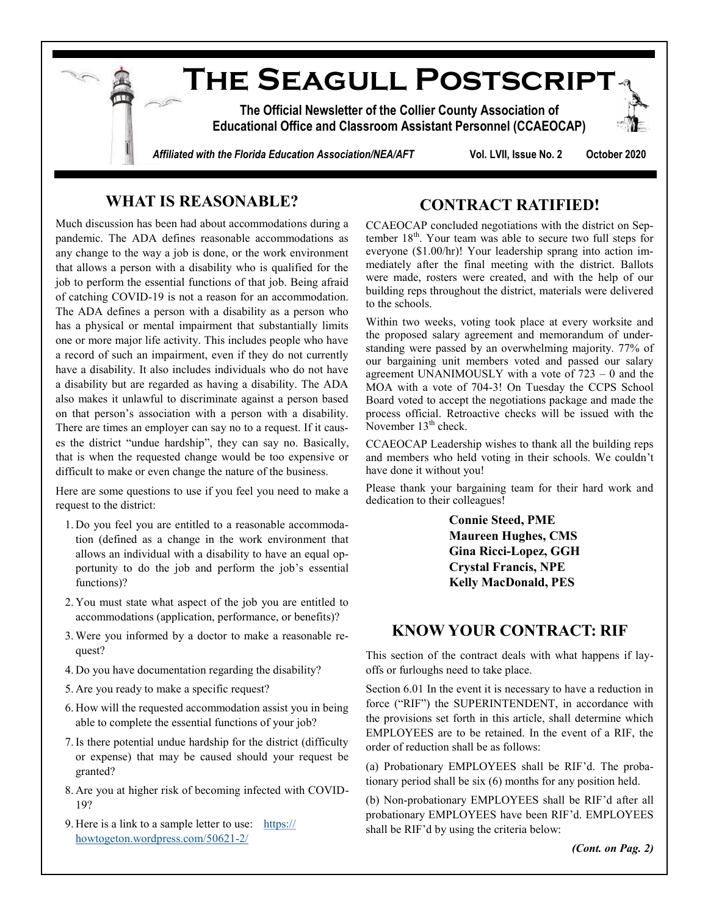# The Seagull Postscript

**The Official Newsletter of the Collier County Association of Educational Office and Classroom Assistant Personnel (CCAEOCAP)**

*Affiliated with the Florida Education Association/NEA/AFT* **Vol. LVII, Issue No. 2 October 2020**

## WHAT IS REASONABLE?

Much discussion has been had about accommodations during a pandemic. The ADA defines reasonable accommodations as any change to the way a job is done, or the work environment that allows a person with a disability who is qualified for the job to perform the essential functions of that job. Being afraid of catching COVID-19 is not a reason for an accommodation. The ADA defines a person with a disability as a person who has a physical or mental impairment that substantially limits one or more major life activity. This includes people who have a record of such an impairment, even if they do not currently have a disability. It also includes individuals who do not have a disability but are regarded as having a disability. The ADA also makes it unlawful to discriminate against a person based on that person's association with a person with a disability. There are times an employer can say no to a request. If it causes the district "undue hardship", they can say no. Basically, that is when the requested change would be too expensive or difficult to make or even change the nature of the business.

Here are some questions to use if you feel you need to make a request to the district:

1. Do you feel you are entitled to a reasonable accommodation (defined as a change in the work environment that allows an individual with a disability to have an equal opportunity to do the job and perform the job's essential functions)?
2. You must state what aspect of the job you are entitled to accommodations (application, performance, or benefits)?
3. Were you informed by a doctor to make a reasonable request?
4. Do you have documentation regarding the disability?
5. Are you ready to make a specific request?
6. How will the requested accommodation assist you in being able to complete the essential functions of your job?
7. Is there potential undue hardship for the district (difficulty or expense) that may be caused should your request be granted?
8. Are you at higher risk of becoming infected with COVID-19?
9. Here is a link to a sample letter to use: https://howtogeton.wordpress.com/50621-2/

## CONTRACT RATIFIED!

CCAEOCAP concluded negotiations with the district on September 18th. Your team was able to secure two full steps for everyone ($1.00/hr)! Your leadership sprang into action immediately after the final meeting with the district. Ballots were made, rosters were created, and with the help of our building reps throughout the district, materials were delivered to the schools.

Within two weeks, voting took place at every worksite and the proposed salary agreement and memorandum of understanding were passed by an overwhelming majority. 77% of our bargaining unit members voted and passed our salary agreement UNANIMOUSLY with a vote of 723 – 0 and the MOA with a vote of 704-3! On Tuesday the CCPS School Board voted to accept the negotiations package and made the process official. Retroactive checks will be issued with the November 13th check.

CCAEOCAP Leadership wishes to thank all the building reps and members who held voting in their schools. We couldn't have done it without you!

Please thank your bargaining team for their hard work and dedication to their colleagues!

**Connie Steed, PME**
**Maureen Hughes, CMS**
**Gina Ricci-Lopez, GGH**
**Crystal Francis, NPE**
**Kelly MacDonald, PES**

## KNOW YOUR CONTRACT: RIF

This section of the contract deals with what happens if layoffs or furloughs need to take place.

Section 6.01 In the event it is necessary to have a reduction in force ("RIF") the SUPERINTENDENT, in accordance with the provisions set forth in this article, shall determine which EMPLOYEES are to be retained. In the event of a RIF, the order of reduction shall be as follows:

(a) Probationary EMPLOYEES shall be RIF'd. The probationary period shall be six (6) months for any position held.

(b) Non-probationary EMPLOYEES shall be RIF'd after all probationary EMPLOYEES have been RIF'd. EMPLOYEES shall be RIF'd by using the criteria below:

*(Cont. on Pag. 2)*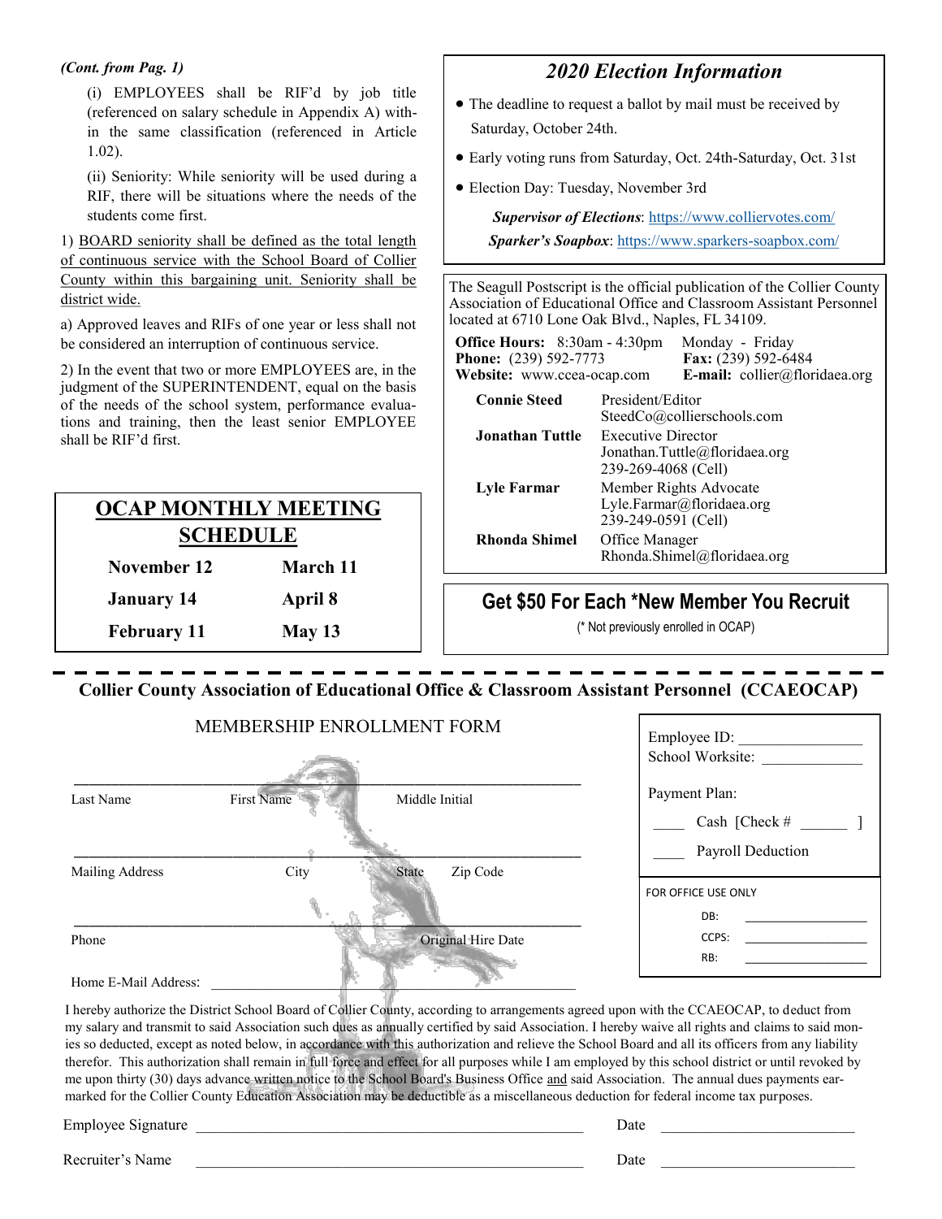*(Cont. from Pag. 1)*

(i) EMPLOYEES shall be RIF'd by job title (referenced on salary schedule in Appendix A) within the same classification (referenced in Article 1.02).

(ii) Seniority: While seniority will be used during a RIF, there will be situations where the needs of the students come first.

1) BOARD seniority shall be defined as the total length of continuous service with the School Board of Collier County within this bargaining unit. Seniority shall be district wide.

a) Approved leaves and RIFs of one year or less shall not be considered an interruption of continuous service.

2) In the event that two or more EMPLOYEES are, in the judgment of the SUPERINTENDENT, equal on the basis of the needs of the school system, performance evaluations and training, then the least senior EMPLOYEE shall be RIF'd first.

## OCAP MONTHLY MEETING SCHEDULE

| | |
|---|---|
| **November 12** | **March 11** |
| **January 14** | **April 8** |
| **February 11** | **May 13** |

## *2020 Election Information*

- The deadline to request a ballot by mail must be received by Saturday, October 24th.
- Early voting runs from Saturday, Oct. 24th-Saturday, Oct. 31st
- Election Day: Tuesday, November 3rd

***Supervisor of Elections***: https://www.colliervotes.com/

***Sparker's Soapbox***: https://www.sparkers-soapbox.com/

The Seagull Postscript is the official publication of the Collier County Association of Educational Office and Classroom Assistant Personnel located at 6710 Lone Oak Blvd., Naples, FL 34109.

**Office Hours:** 8:30am - 4:30pm Monday - Friday
**Phone:** (239) 592-7773 **Fax:** (239) 592-6484
**Website:** www.ccea-ocap.com **E-mail:** collier@floridaea.org

| | |
|---|---|
| **Connie Steed** | President/Editor<br>SteedCo@collierschools.com |
| **Jonathan Tuttle** | Executive Director<br>Jonathan.Tuttle@floridaea.org<br>239-269-4068 (Cell) |
| **Lyle Farmar** | Member Rights Advocate<br>Lyle.Farmar@floridaea.org<br>239-249-0591 (Cell) |
| **Rhonda Shimel** | Office Manager<br>Rhonda.Shimel@floridaea.org |

## Get $50 For Each *New Member You Recruit

(* Not previously enrolled in OCAP)

---

## Collier County Association of Educational Office & Classroom Assistant Personnel (CCAEOCAP)

### MEMBERSHIP ENROLLMENT FORM

Last Name ________ First Name ________ Middle Initial ________

Mailing Address ________ City ________ State ________ Zip Code ________

Phone ________ Original Hire Date ________

Home E-Mail Address: ________

Employee ID: ________

School Worksite: ________

Payment Plan:

____ Cash [Check # ______ ]

____ Payroll Deduction

FOR OFFICE USE ONLY

DB: ________

CCPS: ________

RB: ________

I hereby authorize the District School Board of Collier County, according to arrangements agreed upon with the CCAEOCAP, to deduct from my salary and transmit to said Association such dues as annually certified by said Association. I hereby waive all rights and claims to said monies so deducted, except as noted below, in accordance with this authorization and relieve the School Board and all its officers from any liability therefor. This authorization shall remain in full force and effect for all purposes while I am employed by this school district or until revoked by me upon thirty (30) days advance written notice to the School Board's Business Office and said Association. The annual dues payments earmarked for the Collier County Education Association may be deductible as a miscellaneous deduction for federal income tax purposes.

Employee Signature ________ Date ________

Recruiter's Name ________ Date ________